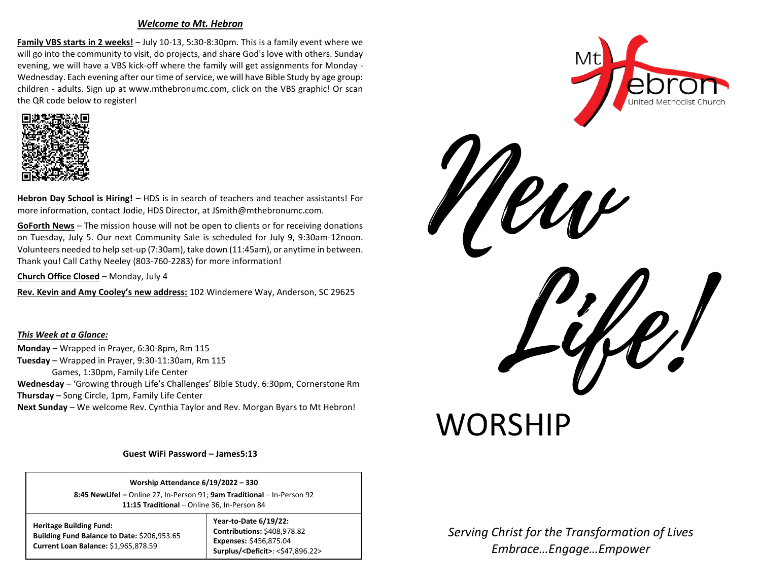***Welcome to Mt. Hebron***

**Family VBS starts in 2 weeks!** – July 10-13, 5:30-8:30pm. This is a family event where we will go into the community to visit, do projects, and share God's love with others. Sunday evening, we will have a VBS kick-off where the family will get assignments for Monday - Wednesday. Each evening after our time of service, we will have Bible Study by age group: children - adults. Sign up at www.mthebronumc.com, click on the VBS graphic! Or scan the QR code below to register!

**Hebron Day School is Hiring!** – HDS is in search of teachers and teacher assistants! For more information, contact Jodie, HDS Director, at JSmith@mthebronumc.com.

**GoForth News** – The mission house will not be open to clients or for receiving donations on Tuesday, July 5. Our next Community Sale is scheduled for July 9, 9:30am-12noon. Volunteers needed to help set-up (7:30am), take down (11:45am), or anytime in between. Thank you! Call Cathy Neeley (803-760-2283) for more information!

**Church Office Closed** – Monday, July 4

**Rev. Kevin and Amy Cooley's new address:** 102 Windemere Way, Anderson, SC 29625

***This Week at a Glance:***

**Monday** – Wrapped in Prayer, 6:30-8pm, Rm 115
**Tuesday** – Wrapped in Prayer, 9:30-11:30am, Rm 115
Games, 1:30pm, Family Life Center
**Wednesday** – 'Growing through Life's Challenges' Bible Study, 6:30pm, Cornerstone Rm
**Thursday** – Song Circle, 1pm, Family Life Center
**Next Sunday** – We welcome Rev. Cynthia Taylor and Rev. Morgan Byars to Mt Hebron!

**Guest WiFi Password – James5:13**

**Worship Attendance 6/19/2022 – 330**
**8:45 NewLife! –** Online 27, In-Person 91; **9am Traditional** – In-Person 92
**11:15 Traditional** – Online 36, In-Person 84

| **Heritage Building Fund:** | **Year-to-Date 6/19/22:** |
|---|---|
| **Building Fund Balance to Date:** $206,953.65 | **Contributions:** $408,978.82 |
| **Current Loan Balance:** $1,965,878.59 | **Expenses:** $456,875.04 |
| | **Surplus/<Deficit>**: <$47,896.22> |

Mt Hebron United Methodist Church

# New Life!

# WORSHIP

*Serving Christ for the Transformation of Lives*
*Embrace…Engage…Empower*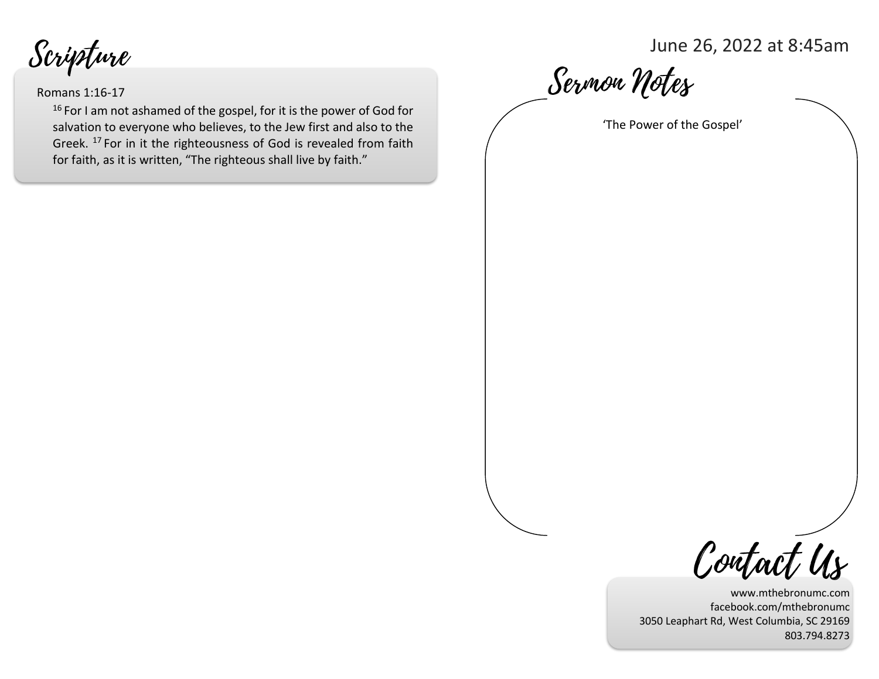## Scripture

Romans 1:16-17

[16] For I am not ashamed of the gospel, for it is the power of God for salvation to everyone who believes, to the Jew first and also to the Greek. [17] For in it the righteousness of God is revealed from faith for faith, as it is written, "The righteous shall live by faith."

June 26, 2022 at 8:45am

## Sermon Notes

'The Power of the Gospel'

## Contact Us

www.mthebronumc.com
facebook.com/mthebronumc
3050 Leaphart Rd, West Columbia, SC 29169
803.794.8273